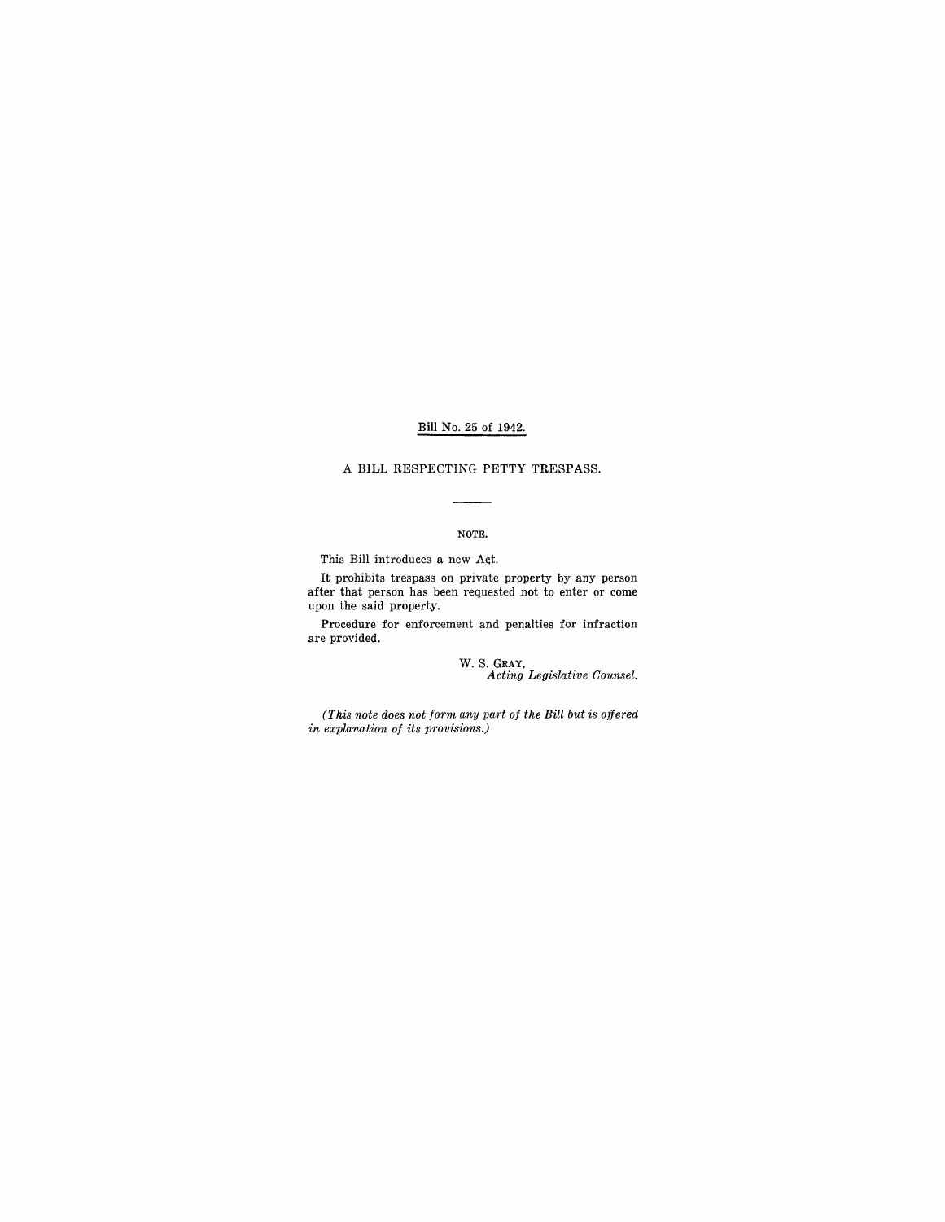Bill No. 25 of 1942.

# A BILL RESPECTING PETTY TRESPASS.

---

NOTE.

This Bill introduces a new Act.

It prohibits trespass on private property by any person after that person has been requested not to enter or come upon the said property.

Procedure for enforcement and penalties for infraction are provided.

W. S. GRAY,
*Acting Legislative Counsel.*

*(This note does not form any part of the Bill but is offered in explanation of its provisions.)*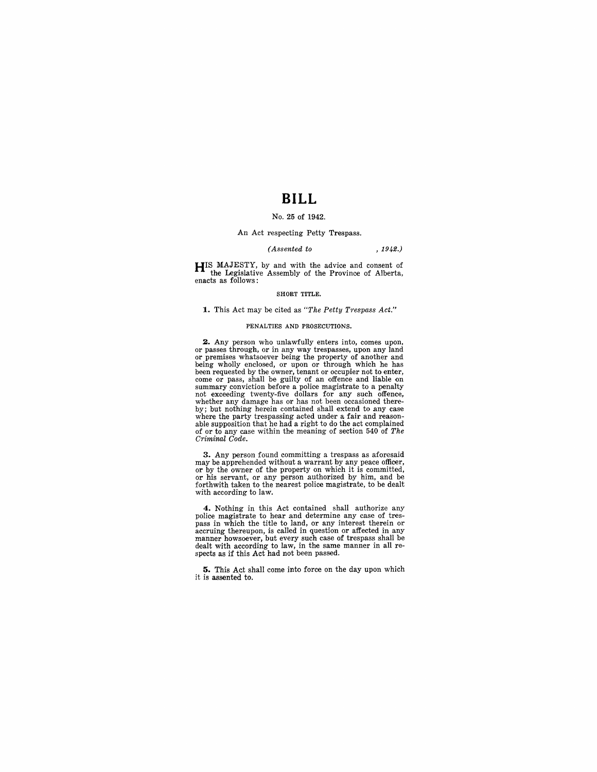# BILL

No. 25 of 1942.

An Act respecting Petty Trespass.

*(Assented to , 1942.)*

HIS MAJESTY, by and with the advice and consent of the Legislative Assembly of the Province of Alberta, enacts as follows:

SHORT TITLE.

**1.** This Act may be cited as *"The Petty Trespass Act."*

PENALTIES AND PROSECUTIONS.

**2.** Any person who unlawfully enters into, comes upon, or passes through, or in any way trespasses, upon any land or premises whatsoever being the property of another and being wholly enclosed, or upon or through which he has been requested by the owner, tenant or occupier not to enter, come or pass, shall be guilty of an offence and liable on summary conviction before a police magistrate to a penalty not exceeding twenty-five dollars for any such offence, whether any damage has or has not been occasioned thereby; but nothing herein contained shall extend to any case where the party trespassing acted under a fair and reasonable supposition that he had a right to do the act complained of or to any case within the meaning of section 540 of *The Criminal Code.*

**3.** Any person found committing a trespass as aforesaid may be apprehended without a warrant by any peace officer, or by the owner of the property on which it is committed, or his servant, or any person authorized by him, and be forthwith taken to the nearest police magistrate, to be dealt with according to law.

**4.** Nothing in this Act contained shall authorize any police magistrate to hear and determine any case of trespass in which the title to land, or any interest therein or accruing thereupon, is called in question or affected in any manner howsoever, but every such case of trespass shall be dealt with according to law, in the same manner in all respects as if this Act had not been passed.

**5.** This Act shall come into force on the day upon which it is assented to.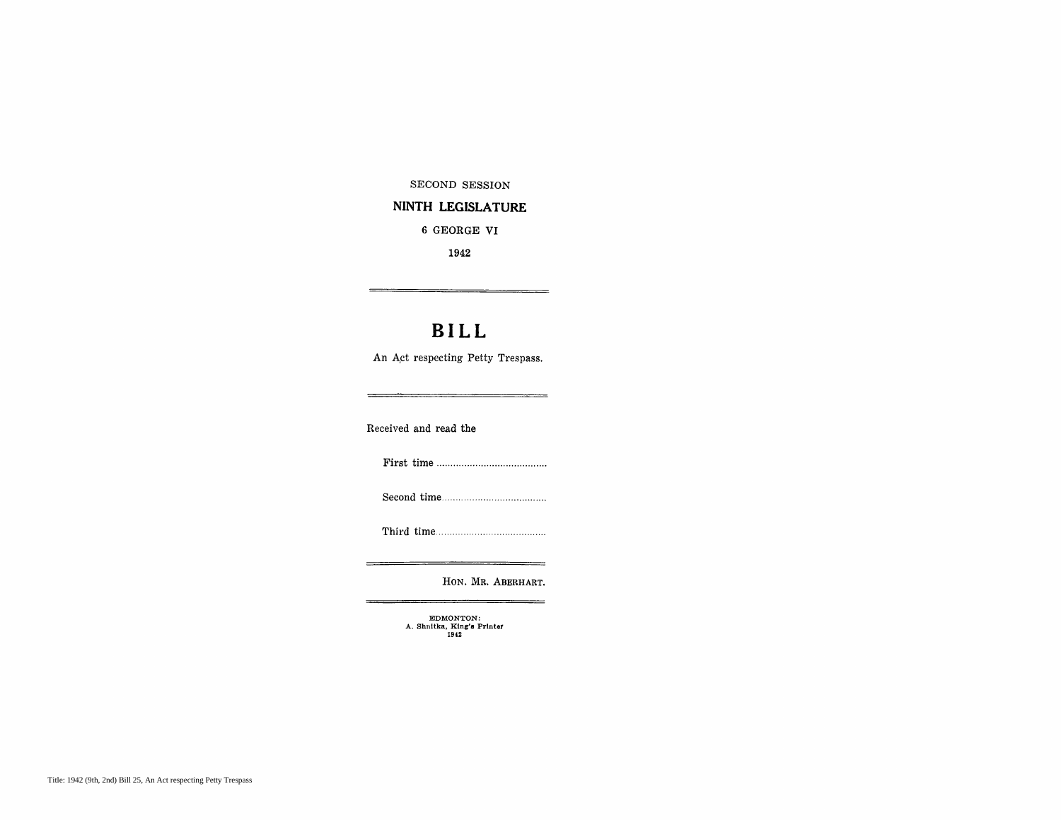SECOND SESSION

**NINTH LEGISLATURE**

6 GEORGE VI

1942

---

# BILL

An Act respecting Petty Trespass.

---

Received and read the

First time ........................................

Second time......................................

Third time........................................

---

HON. MR. ABERHART.

---

EDMONTON:
A. Shnitka, King's Printer
1942

Title: 1942 (9th, 2nd) Bill 25, An Act respecting Petty Trespass